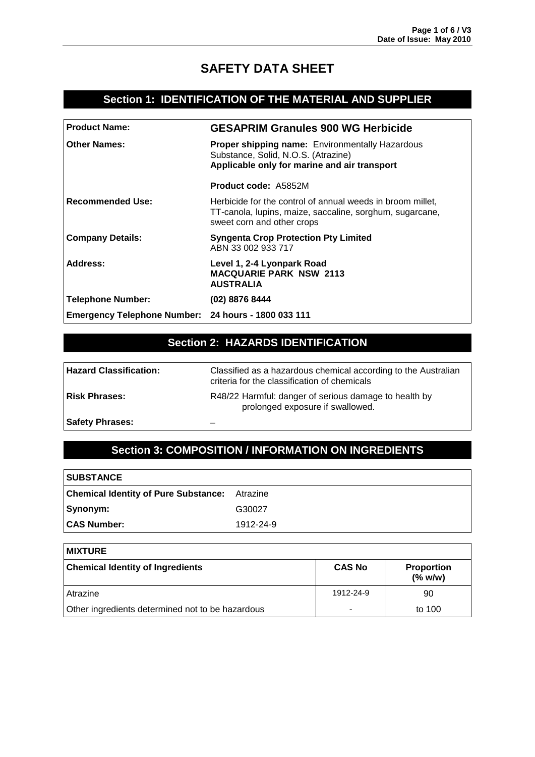# SAFETY DATA SHEET

## Section 1: IDENTIFICATION OF THE MATERIAL AND SUPPLIER

| | |
|---|---|
| **Product Name:** | **GESAPRIM Granules 900 WG Herbicide** |
| **Other Names:** | **Proper shipping name:** Environmentally Hazardous Substance, Solid, N.O.S. (Atrazine)<br>**Applicable only for marine and air transport**<br><br>**Product code:** A5852M |
| **Recommended Use:** | Herbicide for the control of annual weeds in broom millet, TT-canola, lupins, maize, saccaline, sorghum, sugarcane, sweet corn and other crops |
| **Company Details:** | **Syngenta Crop Protection Pty Limited**<br>ABN 33 002 933 717 |
| **Address:** | **Level 1, 2-4 Lyonpark Road**<br>**MACQUARIE PARK NSW 2113**<br>**AUSTRALIA** |
| **Telephone Number:** | **(02) 8876 8444** |
| **Emergency Telephone Number:** | **24 hours - 1800 033 111** |

## Section 2: HAZARDS IDENTIFICATION

| | |
|---|---|
| **Hazard Classification:** | Classified as a hazardous chemical according to the Australian criteria for the classification of chemicals |
| **Risk Phrases:** | R48/22 Harmful: danger of serious damage to health by prolonged exposure if swallowed. |
| **Safety Phrases:** | – |

## Section 3: COMPOSITION / INFORMATION ON INGREDIENTS

| **SUBSTANCE** | |
|---|---|
| **Chemical Identity of Pure Substance:** | Atrazine |
| **Synonym:** | G30027 |
| **CAS Number:** | 1912-24-9 |

**MIXTURE**

| **Chemical Identity of Ingredients** | **CAS No** | **Proportion (% w/w)** |
|---|---|---|
| Atrazine | 1912-24-9 | 90 |
| Other ingredients determined not to be hazardous | - | to 100 |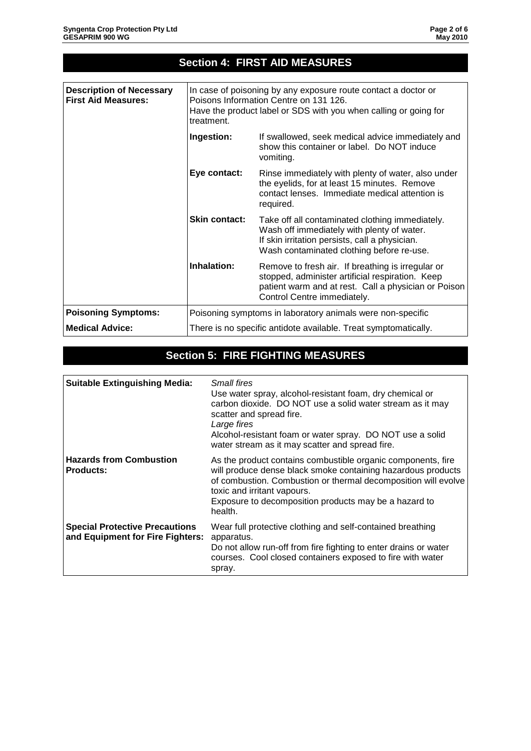## Section 4: FIRST AID MEASURES

| | | |
|---|---|---|
| **Description of Necessary First Aid Measures:** | In case of poisoning by any exposure route contact a doctor or Poisons Information Centre on 131 126. Have the product label or SDS with you when calling or going for treatment. | |
| | **Ingestion:** | If swallowed, seek medical advice immediately and show this container or label. Do NOT induce vomiting. |
| | **Eye contact:** | Rinse immediately with plenty of water, also under the eyelids, for at least 15 minutes. Remove contact lenses. Immediate medical attention is required. |
| | **Skin contact:** | Take off all contaminated clothing immediately. Wash off immediately with plenty of water. If skin irritation persists, call a physician. Wash contaminated clothing before re-use. |
| | **Inhalation:** | Remove to fresh air. If breathing is irregular or stopped, administer artificial respiration. Keep patient warm and at rest. Call a physician or Poison Control Centre immediately. |
| **Poisoning Symptoms:** | Poisoning symptoms in laboratory animals were non-specific | |
| **Medical Advice:** | There is no specific antidote available. Treat symptomatically. | |

## Section 5: FIRE FIGHTING MEASURES

| | |
|---|---|
| **Suitable Extinguishing Media:** | *Small fires*<br>Use water spray, alcohol-resistant foam, dry chemical or carbon dioxide. DO NOT use a solid water stream as it may scatter and spread fire.<br>*Large fires*<br>Alcohol-resistant foam or water spray. DO NOT use a solid water stream as it may scatter and spread fire. |
| **Hazards from Combustion Products:** | As the product contains combustible organic components, fire will produce dense black smoke containing hazardous products of combustion. Combustion or thermal decomposition will evolve toxic and irritant vapours.<br>Exposure to decomposition products may be a hazard to health. |
| **Special Protective Precautions and Equipment for Fire Fighters:** | Wear full protective clothing and self-contained breathing apparatus.<br>Do not allow run-off from fire fighting to enter drains or water courses. Cool closed containers exposed to fire with water spray. |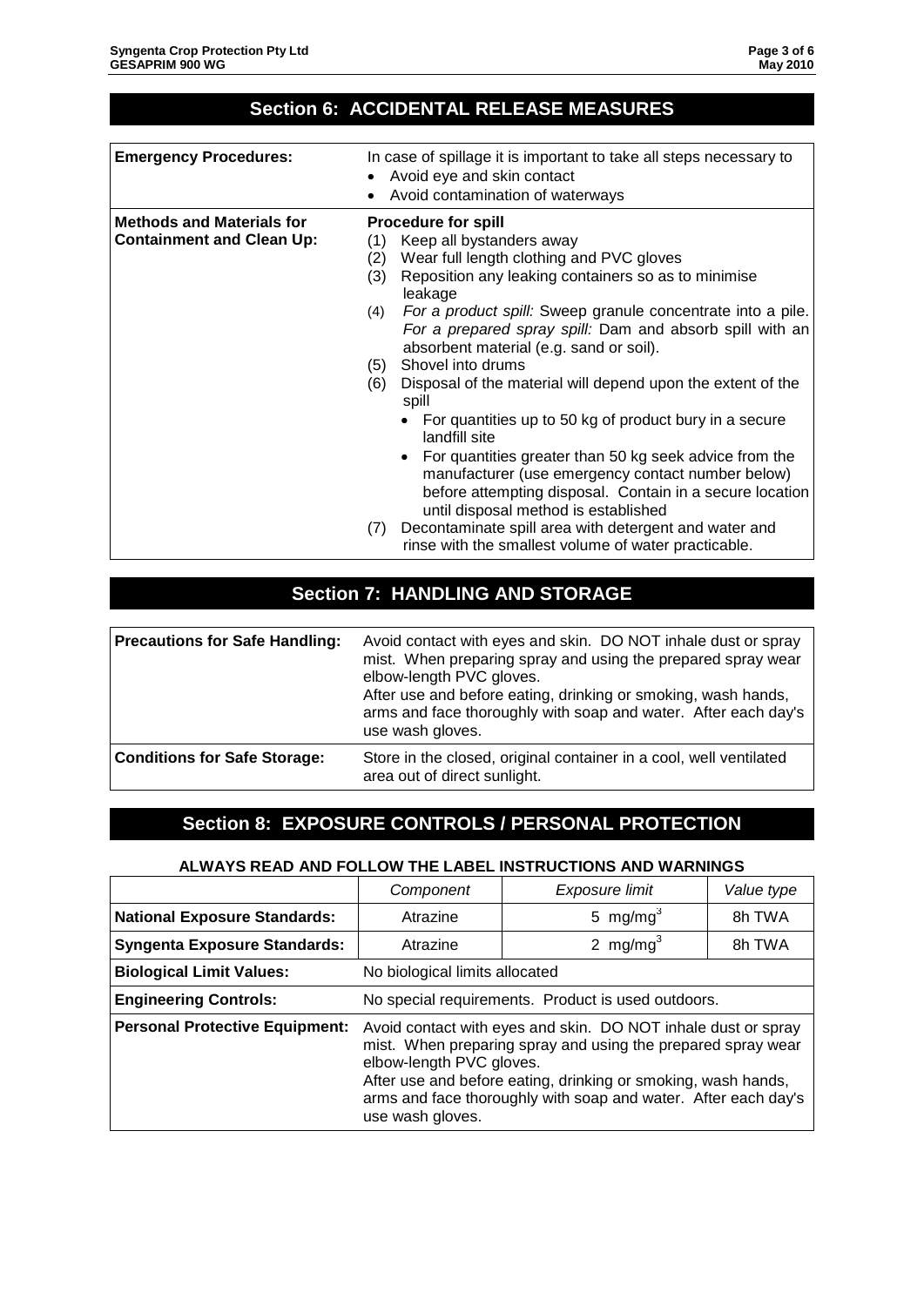## Section 6: ACCIDENTAL RELEASE MEASURES

| | |
|---|---|
| **Emergency Procedures:** | In case of spillage it is important to take all steps necessary to<br>• Avoid eye and skin contact<br>• Avoid contamination of waterways |
| **Methods and Materials for Containment and Clean Up:** | **Procedure for spill**<br>(1) Keep all bystanders away<br>(2) Wear full length clothing and PVC gloves<br>(3) Reposition any leaking containers so as to minimise leakage<br>(4) *For a product spill:* Sweep granule concentrate into a pile. *For a prepared spray spill:* Dam and absorb spill with an absorbent material (e.g. sand or soil).<br>(5) Shovel into drums<br>(6) Disposal of the material will depend upon the extent of the spill<br>• For quantities up to 50 kg of product bury in a secure landfill site<br>• For quantities greater than 50 kg seek advice from the manufacturer (use emergency contact number below) before attempting disposal. Contain in a secure location until disposal method is established<br>(7) Decontaminate spill area with detergent and water and rinse with the smallest volume of water practicable. |

## Section 7: HANDLING AND STORAGE

| | |
|---|---|
| **Precautions for Safe Handling:** | Avoid contact with eyes and skin. DO NOT inhale dust or spray mist. When preparing spray and using the prepared spray wear elbow-length PVC gloves.<br>After use and before eating, drinking or smoking, wash hands, arms and face thoroughly with soap and water. After each day's use wash gloves. |
| **Conditions for Safe Storage:** | Store in the closed, original container in a cool, well ventilated area out of direct sunlight. |

## Section 8: EXPOSURE CONTROLS / PERSONAL PROTECTION

**ALWAYS READ AND FOLLOW THE LABEL INSTRUCTIONS AND WARNINGS**

| | *Component* | *Exposure limit* | *Value type* |
|---|---|---|---|
| **National Exposure Standards:** | Atrazine | 5 mg/mg$^3$ | 8h TWA |
| **Syngenta Exposure Standards:** | Atrazine | 2 mg/mg$^3$ | 8h TWA |
| **Biological Limit Values:** | No biological limits allocated | | |
| **Engineering Controls:** | No special requirements. Product is used outdoors. | | |
| **Personal Protective Equipment:** | Avoid contact with eyes and skin. DO NOT inhale dust or spray mist. When preparing spray and using the prepared spray wear elbow-length PVC gloves.<br>After use and before eating, drinking or smoking, wash hands, arms and face thoroughly with soap and water. After each day's use wash gloves. | | |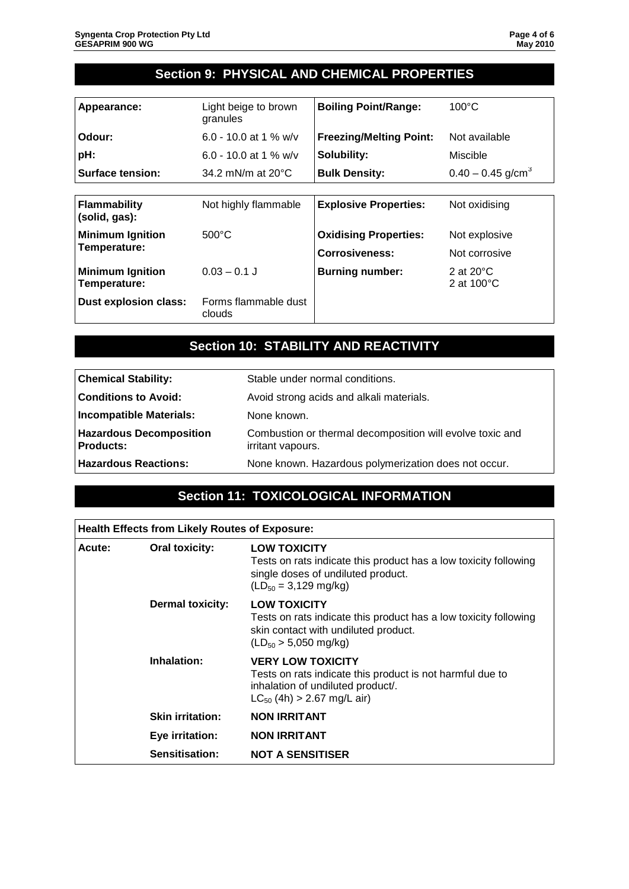## Section 9: PHYSICAL AND CHEMICAL PROPERTIES

| | | | |
|---|---|---|---|
| **Appearance:** | Light beige to brown granules | **Boiling Point/Range:** | 100°C |
| **Odour:** | 6.0 - 10.0 at 1 % w/v | **Freezing/Melting Point:** | Not available |
| **pH:** | 6.0 - 10.0 at 1 % w/v | **Solubility:** | Miscible |
| **Surface tension:** | 34.2 mN/m at 20°C | **Bulk Density:** | 0.40 – 0.45 g/cm$^3$ |

| | | | |
|---|---|---|---|
| **Flammability (solid, gas):** | Not highly flammable | **Explosive Properties:** | Not oxidising |
| **Minimum Ignition Temperature:** | 500°C | **Oxidising Properties:** | Not explosive |
| | | **Corrosiveness:** | Not corrosive |
| **Minimum Ignition Temperature:** | 0.03 – 0.1 J | **Burning number:** | 2 at 20°C<br>2 at 100°C |
| **Dust explosion class:** | Forms flammable dust clouds | | |

## Section 10: STABILITY AND REACTIVITY

| | |
|---|---|
| **Chemical Stability:** | Stable under normal conditions. |
| **Conditions to Avoid:** | Avoid strong acids and alkali materials. |
| **Incompatible Materials:** | None known. |
| **Hazardous Decomposition Products:** | Combustion or thermal decomposition will evolve toxic and irritant vapours. |
| **Hazardous Reactions:** | None known. Hazardous polymerization does not occur. |

## Section 11: TOXICOLOGICAL INFORMATION

| **Health Effects from Likely Routes of Exposure:** | | |
|---|---|---|
| **Acute:** | **Oral toxicity:** | **LOW TOXICITY**<br>Tests on rats indicate this product has a low toxicity following single doses of undiluted product.<br>($LD_{50}$ = 3,129 mg/kg) |
| | **Dermal toxicity:** | **LOW TOXICITY**<br>Tests on rats indicate this product has a low toxicity following skin contact with undiluted product.<br>($LD_{50}$ > 5,050 mg/kg) |
| | **Inhalation:** | **VERY LOW TOXICITY**<br>Tests on rats indicate this product is not harmful due to inhalation of undiluted product/.<br>$LC_{50}$ (4h) > 2.67 mg/L air) |
| | **Skin irritation:** | **NON IRRITANT** |
| | **Eye irritation:** | **NON IRRITANT** |
| | **Sensitisation:** | **NOT A SENSITISER** |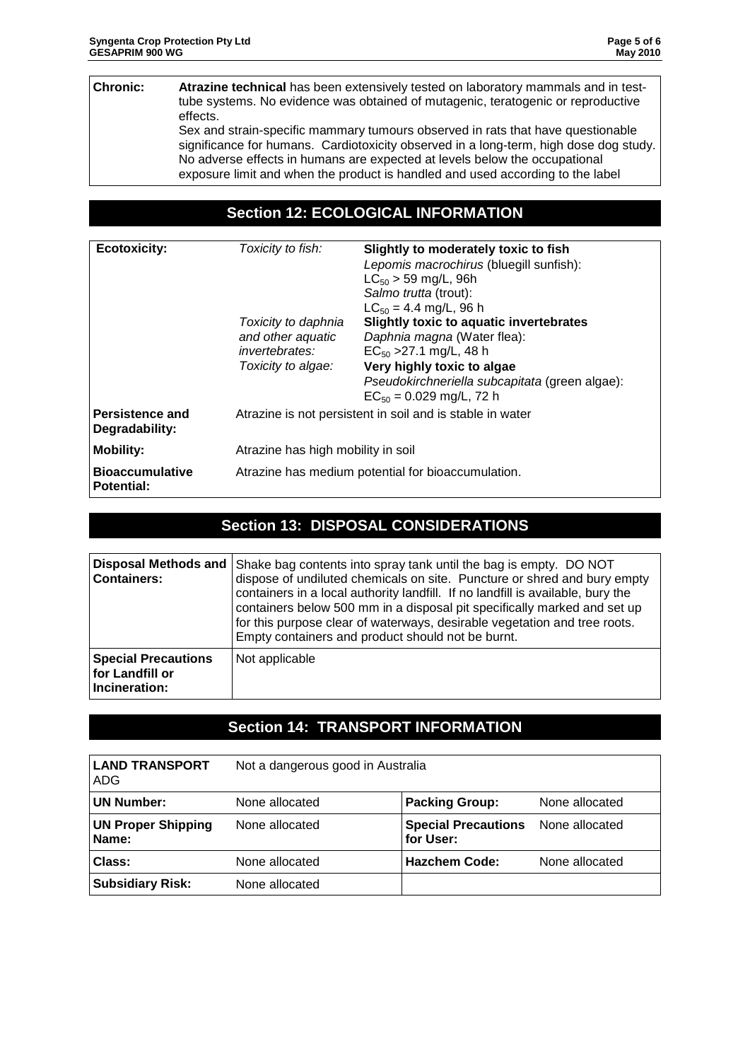| | |
|---|---|
| **Chronic:** | **Atrazine technical** has been extensively tested on laboratory mammals and in test-tube systems. No evidence was obtained of mutagenic, teratogenic or reproductive effects. Sex and strain-specific mammary tumours observed in rats that have questionable significance for humans. Cardiotoxicity observed in a long-term, high dose dog study. No adverse effects in humans are expected at levels below the occupational exposure limit and when the product is handled and used according to the label |

## Section 12: ECOLOGICAL INFORMATION

| | | |
|---|---|---|
| **Ecotoxicity:** | *Toxicity to fish:* | **Slightly to moderately toxic to fish**<br>*Lepomis macrochirus* (bluegill sunfish):<br>$LC_{50}$ > 59 mg/L, 96h<br>*Salmo trutta* (trout):<br>$LC_{50}$ = 4.4 mg/L, 96 h |
| | *Toxicity to daphnia and other aquatic invertebrates:* | **Slightly toxic to aquatic invertebrates**<br>*Daphnia magna* (Water flea):<br>$EC_{50}$ >27.1 mg/L, 48 h |
| | *Toxicity to algae:* | **Very highly toxic to algae**<br>*Pseudokirchneriella subcapitata* (green algae):<br>$EC_{50}$ = 0.029 mg/L, 72 h |
| **Persistence and Degradability:** | Atrazine is not persistent in soil and is stable in water | |
| **Mobility:** | Atrazine has high mobility in soil | |
| **Bioaccumulative Potential:** | Atrazine has medium potential for bioaccumulation. | |

## Section 13: DISPOSAL CONSIDERATIONS

| | |
|---|---|
| **Disposal Methods and Containers:** | Shake bag contents into spray tank until the bag is empty. DO NOT dispose of undiluted chemicals on site. Puncture or shred and bury empty containers in a local authority landfill. If no landfill is available, bury the containers below 500 mm in a disposal pit specifically marked and set up for this purpose clear of waterways, desirable vegetation and tree roots. Empty containers and product should not be burnt. |
| **Special Precautions for Landfill or Incineration:** | Not applicable |

## Section 14: TRANSPORT INFORMATION

| | | | |
|---|---|---|---|
| **LAND TRANSPORT** ADG | Not a dangerous good in Australia | | |
| **UN Number:** | None allocated | **Packing Group:** | None allocated |
| **UN Proper Shipping Name:** | None allocated | **Special Precautions for User:** | None allocated |
| **Class:** | None allocated | **Hazchem Code:** | None allocated |
| **Subsidiary Risk:** | None allocated | | |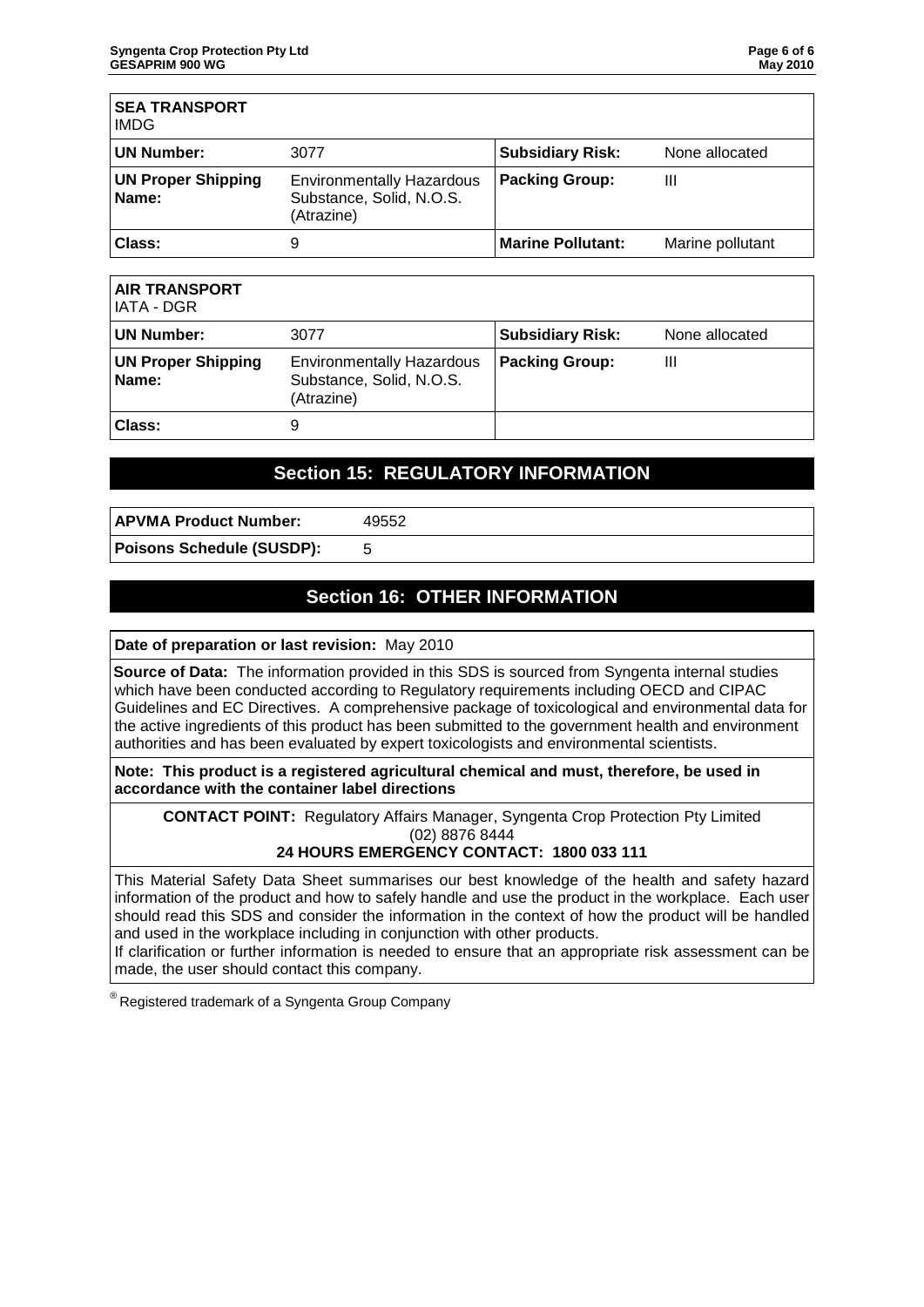| **SEA TRANSPORT**<br>IMDG | | | |
|---|---|---|---|
| **UN Number:** | 3077 | **Subsidiary Risk:** | None allocated |
| **UN Proper Shipping Name:** | Environmentally Hazardous Substance, Solid, N.O.S. (Atrazine) | **Packing Group:** | III |
| **Class:** | 9 | **Marine Pollutant:** | Marine pollutant |

| **AIR TRANSPORT**<br>IATA - DGR | | | |
|---|---|---|---|
| **UN Number:** | 3077 | **Subsidiary Risk:** | None allocated |
| **UN Proper Shipping Name:** | Environmentally Hazardous Substance, Solid, N.O.S. (Atrazine) | **Packing Group:** | III |
| **Class:** | 9 | | |

## Section 15: REGULATORY INFORMATION

| | |
|---|---|
| **APVMA Product Number:** | 49552 |
| **Poisons Schedule (SUSDP):** | 5 |

## Section 16: OTHER INFORMATION

**Date of preparation or last revision:** May 2010

**Source of Data:** The information provided in this SDS is sourced from Syngenta internal studies which have been conducted according to Regulatory requirements including OECD and CIPAC Guidelines and EC Directives. A comprehensive package of toxicological and environmental data for the active ingredients of this product has been submitted to the government health and environment authorities and has been evaluated by expert toxicologists and environmental scientists.

**Note: This product is a registered agricultural chemical and must, therefore, be used in accordance with the container label directions**

**CONTACT POINT:** Regulatory Affairs Manager, Syngenta Crop Protection Pty Limited
(02) 8876 8444
**24 HOURS EMERGENCY CONTACT: 1800 033 111**

This Material Safety Data Sheet summarises our best knowledge of the health and safety hazard information of the product and how to safely handle and use the product in the workplace. Each user should read this SDS and consider the information in the context of how the product will be handled and used in the workplace including in conjunction with other products.
If clarification or further information is needed to ensure that an appropriate risk assessment can be made, the user should contact this company.

® Registered trademark of a Syngenta Group Company